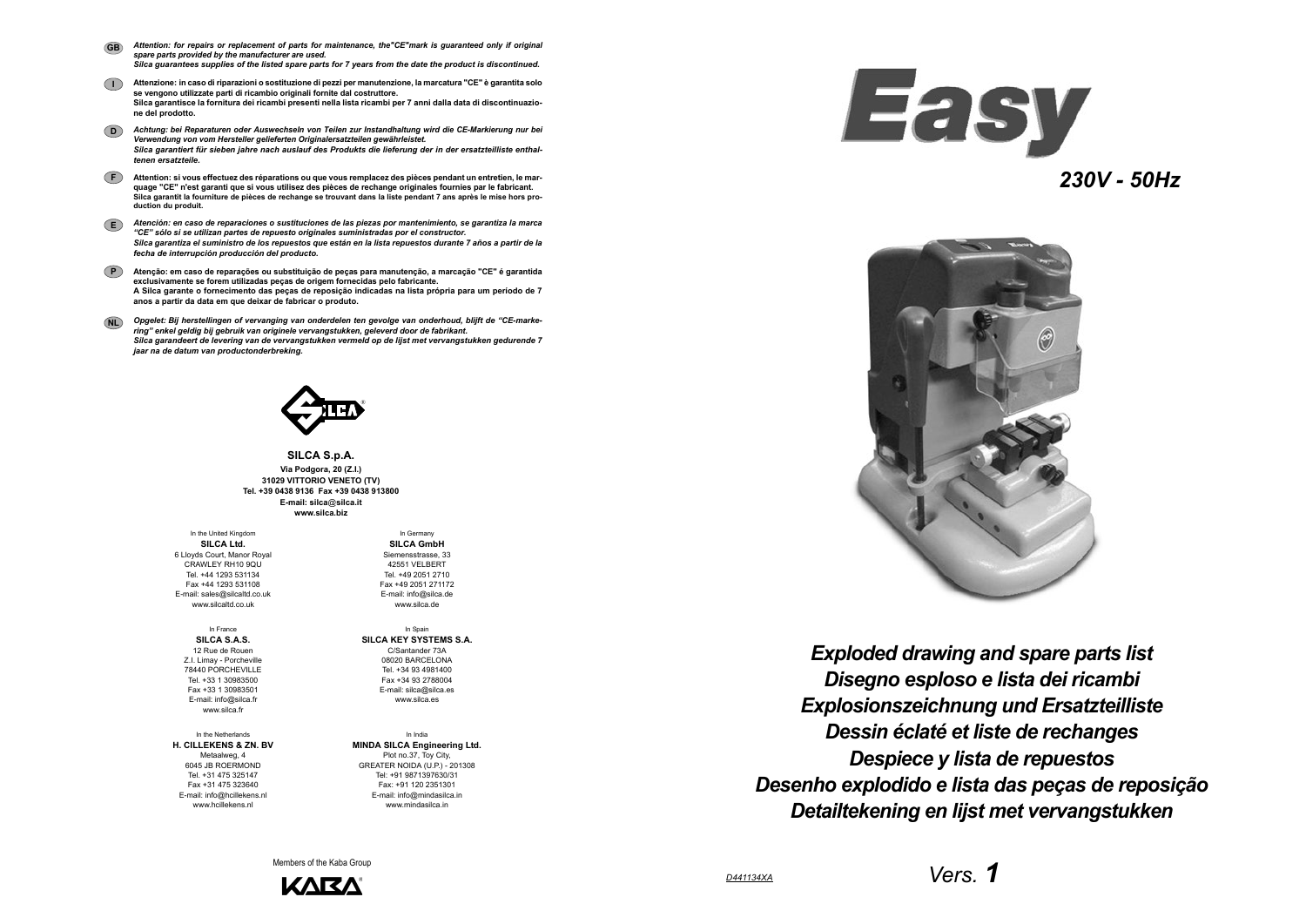**GB** *Attention: for repairs or replacement of parts for maintenance, the"CE"mark is guaranteed only if original spare parts provided by the manufacturer are used.*
*Silca guarantees supplies of the listed spare parts for 7 years from the date the product is discontinued.*

**I** Attenzione: in caso di riparazioni o sostituzione di pezzi per manutenzione, la marcatura "CE" è garantita solo se vengono utilizzate parti di ricambio originali fornite dal costruttore.
Silca garantisce la fornitura dei ricambi presenti nella lista ricambi per 7 anni dalla data di discontinuazione del prodotto.

**D** *Achtung: bei Reparaturen oder Auswechseln von Teilen zur Instandhaltung wird die CE-Markierung nur bei Verwendung von vom Hersteller gelieferten Originalersatzteilen gewährleistet.*
*Silca garantiert für sieben jahre nach auslauf des Produkts die lieferung der in der ersatzteilliste enthaltenen ersatzteile.*

**F** Attention: si vous effectuez des réparations ou que vous remplacez des pièces pendant un entretien, le marquage "CE" n'est garanti que si vous utilisez des pièces de rechange originales fournies par le fabricant.
Silca garantit la fourniture de pièces de rechange se trouvant dans la liste pendant 7 ans après le mise hors production du produit.

**E** *Atención: en caso de reparaciones o sustituciones de las piezas por mantenimiento, se garantiza la marca "CE" sólo si se utilizan partes de repuesto originales suministradas por el constructor.*
*Silca garantiza el suministro de los repuestos que están en la lista repuestos durante 7 años a partir de la fecha de interrupción producción del producto.*

**P** Atenção: em caso de reparações ou substituição de peças para manutenção, a marcação "CE" é garantida exclusivamente se forem utilizadas peças de origem fornecidas pelo fabricante.
A Silca garante o fornecimento das peças de reposição indicadas na lista própria para um período de 7 anos a partir da data em que deixar de fabricar o produto.

**NL** *Opgelet: Bij herstellingen of vervanging van onderdelen ten gevolge van onderhoud, blijft de "CE-markering" enkel geldig bij gebruik van originele vervangstukken, geleverd door de fabrikant.*
*Silca garandeert de levering van de vervangstukken vermeld op de lijst met vervangstukken gedurende 7 jaar na de datum van productonderbreking.*

**SILCA S.p.A.**
**Via Podgora, 20 (Z.I.)**
**31029 VITTORIO VENETO (TV)**
**Tel. +39 0438 9136 Fax +39 0438 913800**
**E-mail: silca@silca.it**
**www.silca.biz**

In the United Kingdom
**SILCA Ltd.**
6 Lloyds Court, Manor Royal
CRAWLEY RH10 9QU
Tel. +44 1293 531134
Fax +44 1293 531108
E-mail: sales@silcaltd.co.uk
www.silcaltd.co.uk

In Germany
**SILCA GmbH**
Siemensstrasse, 33
42551 VELBERT
Tel. +49 2051 2710
Fax +49 2051 271172
E-mail: info@silca.de
www.silca.de

In France
**SILCA S.A.S.**
12 Rue de Rouen
Z.I. Limay - Porcheville
78440 PORCHEVILLE
Tel. +33 1 30983500
Fax +33 1 30983501
E-mail: info@silca.fr
www.silca.fr

In Spain
**SILCA KEY SYSTEMS S.A.**
C/Santander 73A
08020 BARCELONA
Tel. +34 93 4981400
Fax +34 93 2788004
E-mail: silca@silca.es
www.silca.es

In the Netherlands
**H. CILLEKENS & ZN. BV**
Metaalweg, 4
6045 JB ROERMOND
Tel. +31 475 325147
Fax +31 475 323640
E-mail: info@hcillekens.nl
www.hcillekens.nl

In India
**MINDA SILCA Engineering Ltd.**
Plot no.37, Toy City,
GREATER NOIDA (U.P.) - 201308
Tel: +91 9871397630/31
Fax: +91 120 2351301
E-mail: info@mindasilca.in
www.mindasilca.in

Members of the Kaba Group

# Easy

## *230V - 50Hz*

***Exploded drawing and spare parts list***
***Disegno esploso e lista dei ricambi***
***Explosionszeichnung und Ersatzteilliste***
***Dessin éclaté et liste de rechanges***
***Despiece y lista de repuestos***
***Desenho explodido e lista das peças de reposição***
***Detailtekening en lijst met vervangstukken***

D441134XA

*Vers.* ***1***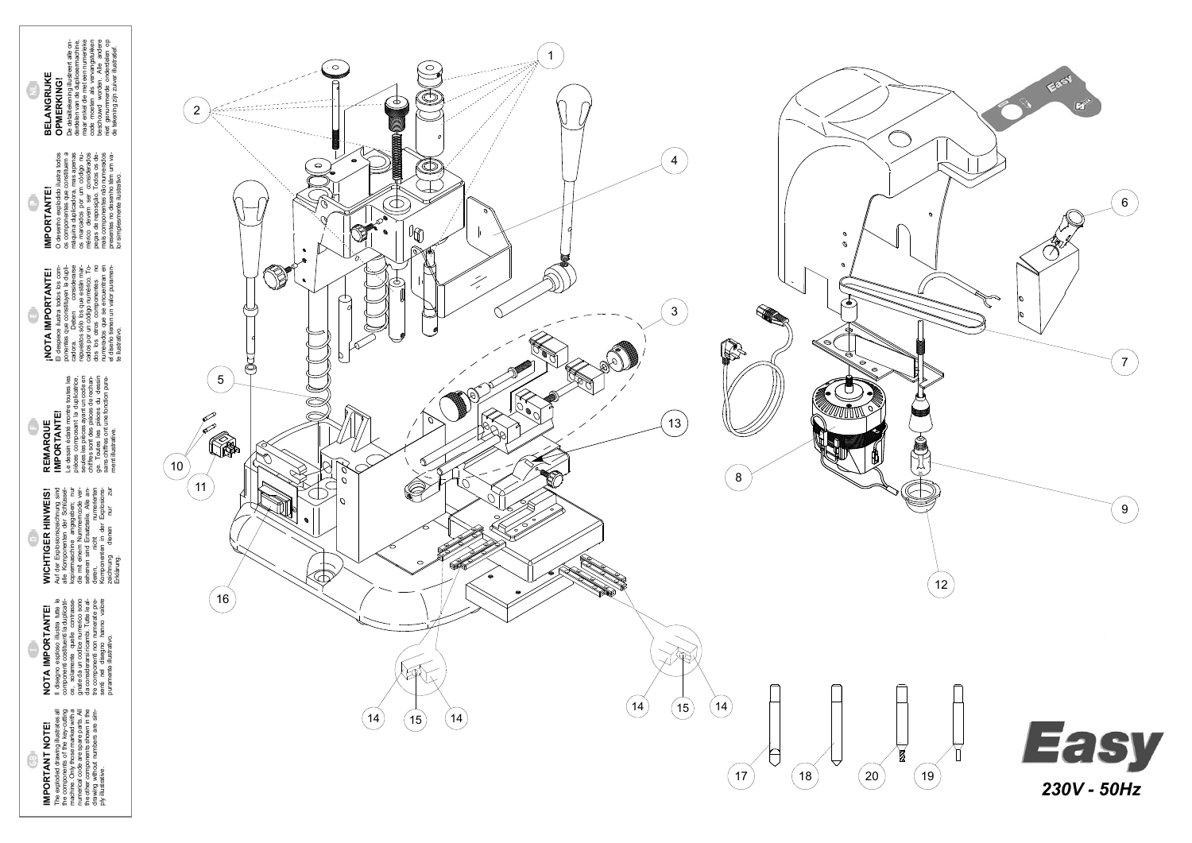## IMPORTANT NOTE!

The exploded drawing illustrates all the components of the key-cutting machine. Only those marked with a numerical code are spare parts. All the other components shown in the drawing without numbers are simply illustrative.

## NOTA IMPORTANTE!

Il disegno esploso illustra tutte le componenti costituenti la duplicatrice, solamente quelle contrassegnate da un codice numerico sono da considerarsi ricambi. Tutte le altre componenti non numerate presenti nel disegno hanno valore puramente illustrativo.

## WICHTIGER HINWEIS!

Auf der Explosionszeichnung sind alle Komponenten der Schlüsselkopiermaschine angegeben; nur die mit einem Nummerncode versehenen sind Ersatzteile. Alle anderen, nicht numerierten Komponenten in der Explosionszeichnung dienen nur zur Erklärung.

## REMARQUE IMPORTANTE!

Le dessin éclaté montre toutes les pièces composant la duplicatrice, seules les pièces ayant un code en chiffres sont des pièces de rechange. Toutes les pièces du dessin sans chiffres ont une fonction purement illustrative.

## ¡NOTA IMPORTANTE!

El despiece ilustra todos los componentes que constituyen la duplicadora. Deben considerarse repuestos sólo los que están marcados por un código numérico. Todos los otros componentes no numerados que se encuentran en el diseño tienen un valor puramente ilustrativo.

## IMPORTANTE!

O desenho explodido ilustra todos os componentes que constituem a máquina duplicadora, mas apenas os marcados por um código numérico devem ser considerados peças de reposição. Todos os demais componentes não numerados presentes no desenho têm um valor simplesmente ilustrativo.

## BELANGRIJKE OPMERKING!

De detailtekening illustreert alle onderdelen van de duplicatormachine, maar enkel die met een numerieke code moeten als vervangstukken beschouwd worden. Alle andere niet genummerde onderdelen op de tekening zijn zuiver illustratief.

# Easy

**230V - 50Hz**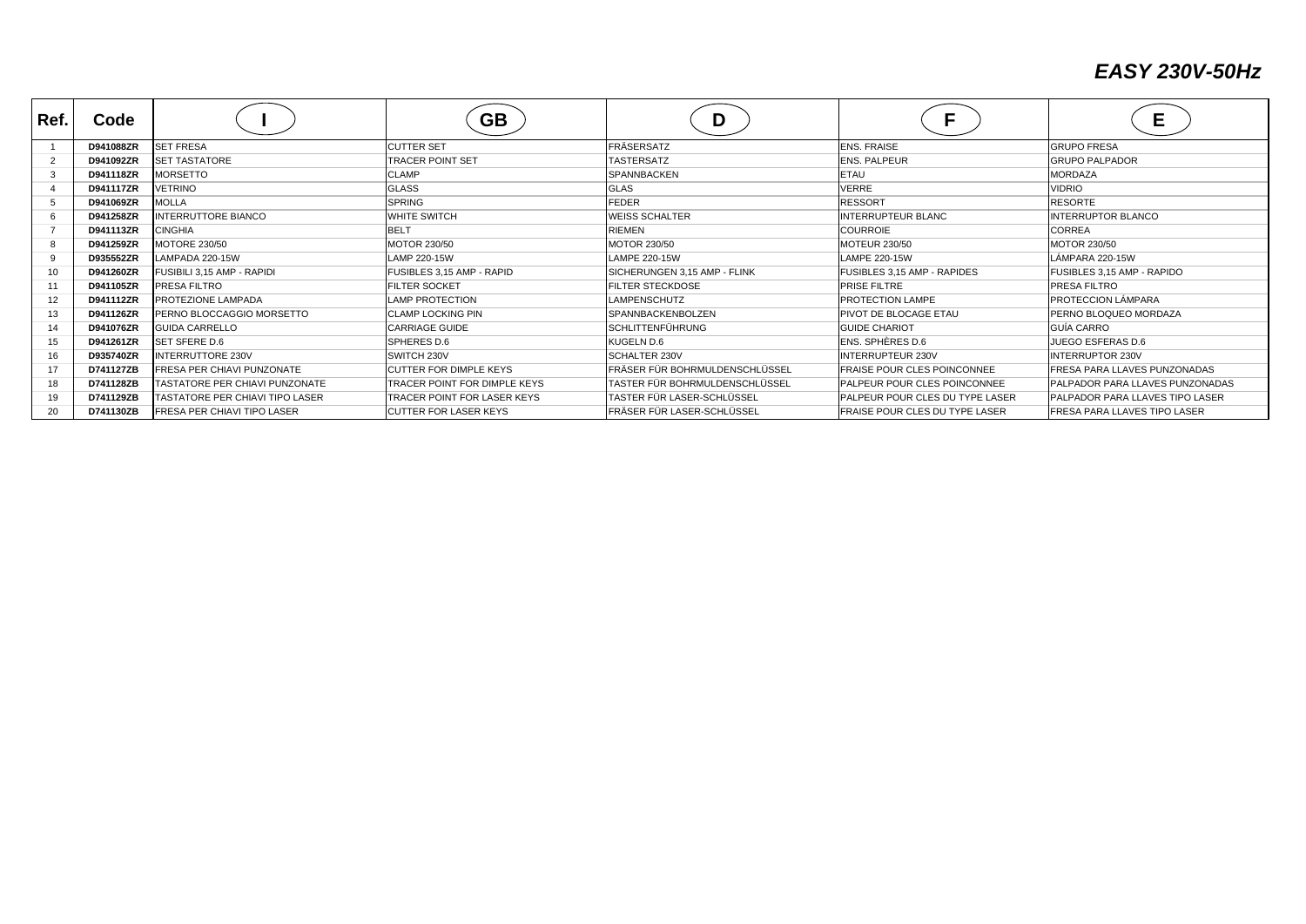## *EASY 230V-50Hz*

| Ref. | Code | I | GB | D | F | E |
|---|---|---|---|---|---|---|
| 1 | D941088ZR | SET FRESA | CUTTER SET | FRÄSERSATZ | ENS. FRAISE | GRUPO FRESA |
| 2 | D941092ZR | SET TASTATORE | TRACER POINT SET | TASTERSATZ | ENS. PALPEUR | GRUPO PALPADOR |
| 3 | D941118ZR | MORSETTO | CLAMP | SPANNBACKEN | ETAU | MORDAZA |
| 4 | D941117ZR | VETRINO | GLASS | GLAS | VERRE | VIDRIO |
| 5 | D941069ZR | MOLLA | SPRING | FEDER | RESSORT | RESORTE |
| 6 | D941258ZR | INTERRUTTORE BIANCO | WHITE SWITCH | WEISS SCHALTER | INTERRUPTEUR BLANC | INTERRUPTOR BLANCO |
| 7 | D941113ZR | CINGHIA | BELT | RIEMEN | COURROIE | CORREA |
| 8 | D941259ZR | MOTORE 230/50 | MOTOR 230/50 | MOTOR 230/50 | MOTEUR 230/50 | MOTOR 230/50 |
| 9 | D935552ZR | LAMPADA 220-15W | LAMP 220-15W | LAMPE 220-15W | LAMPE 220-15W | LÁMPARA 220-15W |
| 10 | D941260ZR | FUSIBILI 3,15 AMP - RAPIDI | FUSIBLES 3,15 AMP - RAPID | SICHERUNGEN 3,15 AMP - FLINK | FUSIBLES 3,15 AMP - RAPIDES | FUSIBLES 3,15 AMP - RAPIDO |
| 11 | D941105ZR | PRESA FILTRO | FILTER SOCKET | FILTER STECKDOSE | PRISE FILTRE | PRESA FILTRO |
| 12 | D941112ZR | PROTEZIONE LAMPADA | LAMP PROTECTION | LAMPENSCHUTZ | PROTECTION LAMPE | PROTECCION LÁMPARA |
| 13 | D941126ZR | PERNO BLOCCAGGIO MORSETTO | CLAMP LOCKING PIN | SPANNBACKENBOLZEN | PIVOT DE BLOCAGE ETAU | PERNO BLOQUEO MORDAZA |
| 14 | D941076ZR | GUIDA CARRELLO | CARRIAGE GUIDE | SCHLITTENFÜHRUNG | GUIDE CHARIOT | GUÍA CARRO |
| 15 | D941261ZR | SET SFERE D.6 | SPHERES D.6 | KUGELN D.6 | ENS. SPHÈRES D.6 | JUEGO ESFERAS D.6 |
| 16 | D935740ZR | INTERRUTTORE 230V | SWITCH 230V | SCHALTER 230V | INTERRUPTEUR 230V | INTERRUPTOR 230V |
| 17 | D741127ZB | FRESA PER CHIAVI PUNZONATE | CUTTER FOR DIMPLE KEYS | FRÄSER FÜR BOHRMULDENSCHLÜSSEL | FRAISE POUR CLES POINCONNEE | FRESA PARA LLAVES PUNZONADAS |
| 18 | D741128ZB | TASTATORE PER CHIAVI PUNZONATE | TRACER POINT FOR DIMPLE KEYS | TASTER FÜR BOHRMULDENSCHLÜSSEL | PALPEUR POUR CLES POINCONNEE | PALPADOR PARA LLAVES PUNZONADAS |
| 19 | D741129ZB | TASTATORE PER CHIAVI TIPO LASER | TRACER POINT FOR LASER KEYS | TASTER FÜR LASER-SCHLÜSSEL | PALPEUR POUR CLES DU TYPE LASER | PALPADOR PARA LLAVES TIPO LASER |
| 20 | D741130ZB | FRESA PER CHIAVI TIPO LASER | CUTTER FOR LASER KEYS | FRÄSER FÜR LASER-SCHLÜSSEL | FRAISE POUR CLES DU TYPE LASER | FRESA PARA LLAVES TIPO LASER |